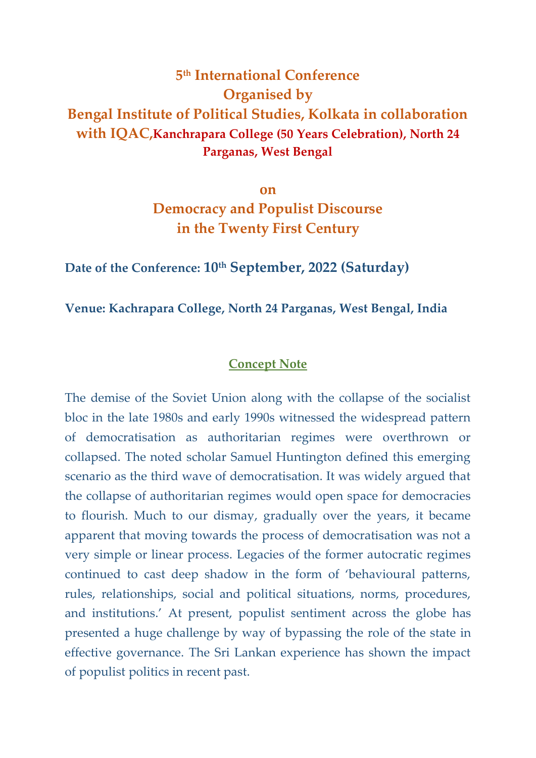# 5th International Conference Organised by Bengal Institute of Political Studies, Kolkata in collaboration with IQAC, Kanchrapara College (50 Years Celebration), North 24 Parganas, West Bengal

## on

## Democracy and Populist Discourse in the Twenty First Century

**Date of the Conference: 10th September, 2022 (Saturday)**

**Venue: Kachrapara College, North 24 Parganas, West Bengal, India**

## Concept Note

The demise of the Soviet Union along with the collapse of the socialist bloc in the late 1980s and early 1990s witnessed the widespread pattern of democratisation as authoritarian regimes were overthrown or collapsed. The noted scholar Samuel Huntington defined this emerging scenario as the third wave of democratisation. It was widely argued that the collapse of authoritarian regimes would open space for democracies to flourish. Much to our dismay, gradually over the years, it became apparent that moving towards the process of democratisation was not a very simple or linear process. Legacies of the former autocratic regimes continued to cast deep shadow in the form of 'behavioural patterns, rules, relationships, social and political situations, norms, procedures, and institutions.' At present, populist sentiment across the globe has presented a huge challenge by way of bypassing the role of the state in effective governance. The Sri Lankan experience has shown the impact of populist politics in recent past.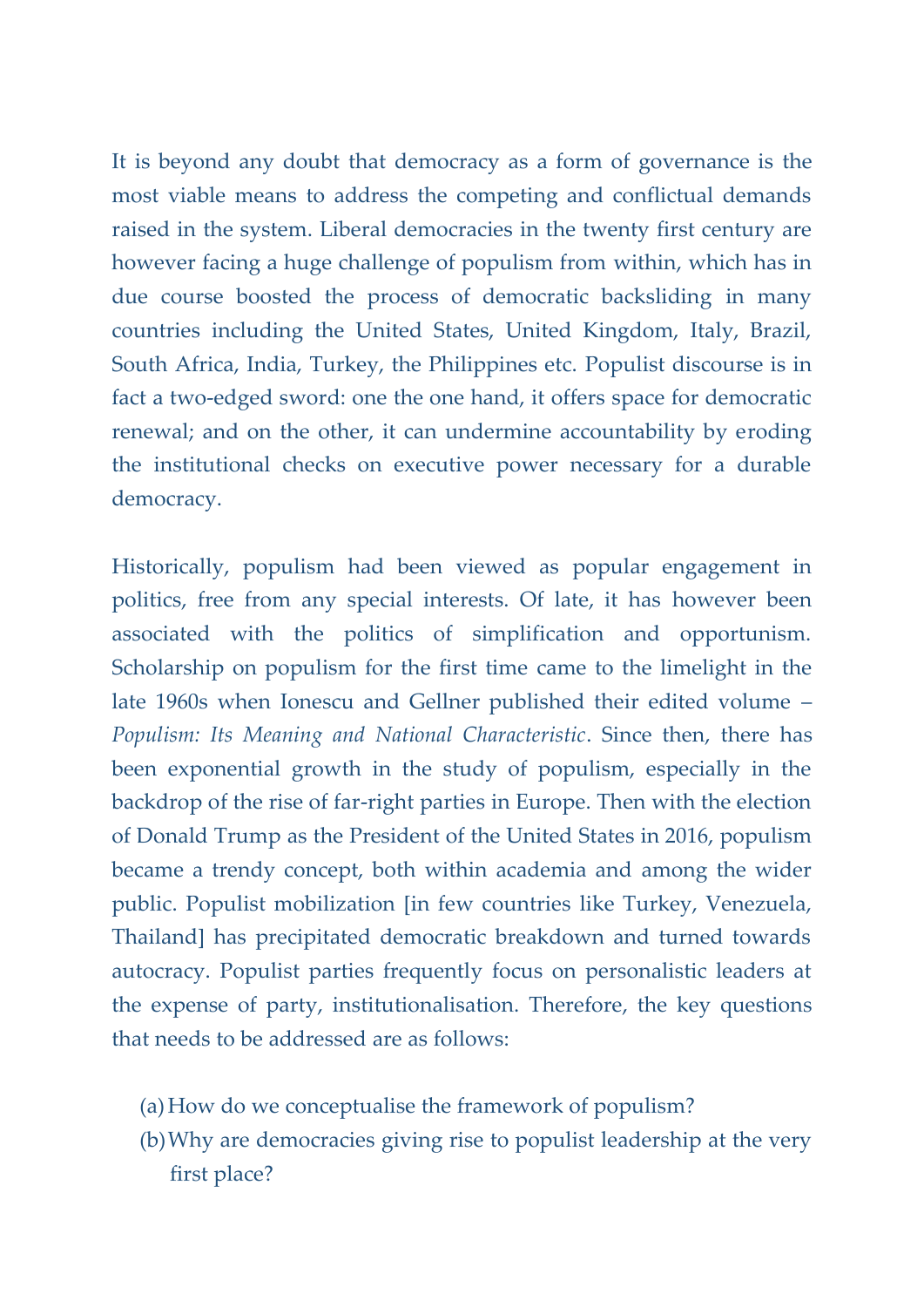It is beyond any doubt that democracy as a form of governance is the most viable means to address the competing and conflictual demands raised in the system. Liberal democracies in the twenty first century are however facing a huge challenge of populism from within, which has in due course boosted the process of democratic backsliding in many countries including the United States, United Kingdom, Italy, Brazil, South Africa, India, Turkey, the Philippines etc. Populist discourse is in fact a two-edged sword: one the one hand, it offers space for democratic renewal; and on the other, it can undermine accountability by eroding the institutional checks on executive power necessary for a durable democracy.

Historically, populism had been viewed as popular engagement in politics, free from any special interests. Of late, it has however been associated with the politics of simplification and opportunism. Scholarship on populism for the first time came to the limelight in the late 1960s when Ionescu and Gellner published their edited volume – *Populism: Its Meaning and National Characteristic*. Since then, there has been exponential growth in the study of populism, especially in the backdrop of the rise of far-right parties in Europe. Then with the election of Donald Trump as the President of the United States in 2016, populism became a trendy concept, both within academia and among the wider public. Populist mobilization [in few countries like Turkey, Venezuela, Thailand] has precipitated democratic breakdown and turned towards autocracy. Populist parties frequently focus on personalistic leaders at the expense of party, institutionalisation. Therefore, the key questions that needs to be addressed are as follows:

(a) How do we conceptualise the framework of populism?
(b) Why are democracies giving rise to populist leadership at the very first place?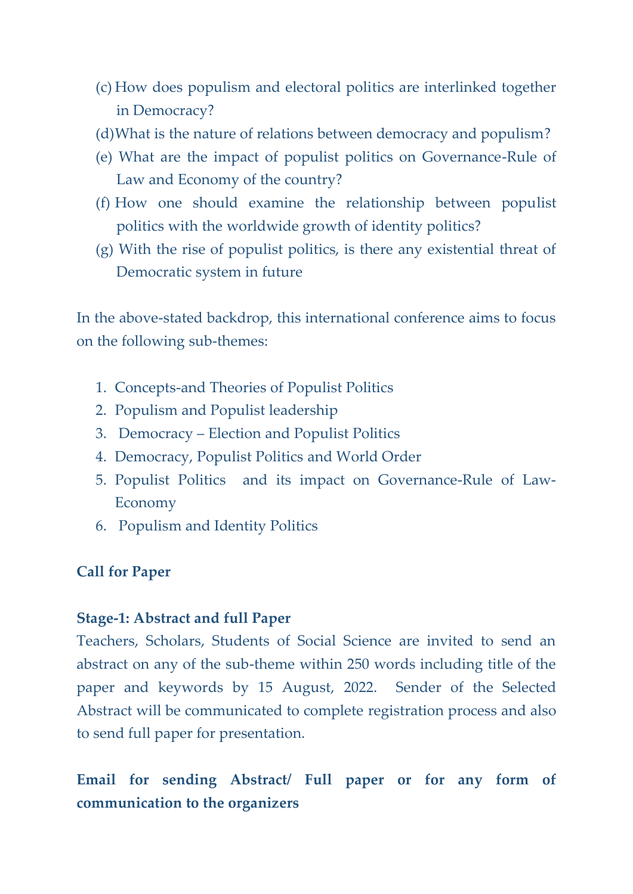(c) How does populism and electoral politics are interlinked together in Democracy?

(d) What is the nature of relations between democracy and populism?

(e) What are the impact of populist politics on Governance-Rule of Law and Economy of the country?

(f) How one should examine the relationship between populist politics with the worldwide growth of identity politics?

(g) With the rise of populist politics, is there any existential threat of Democratic system in future

In the above-stated backdrop, this international conference aims to focus on the following sub-themes:

1. Concepts-and Theories of Populist Politics
2. Populism and Populist leadership
3. Democracy – Election and Populist Politics
4. Democracy, Populist Politics and World Order
5. Populist Politics and its impact on Governance-Rule of Law-Economy
6. Populism and Identity Politics

**Call for Paper**

**Stage-1: Abstract and full Paper**

Teachers, Scholars, Students of Social Science are invited to send an abstract on any of the sub-theme within 250 words including title of the paper and keywords by 15 August, 2022. Sender of the Selected Abstract will be communicated to complete registration process and also to send full paper for presentation.

**Email for sending Abstract/ Full paper or for any form of communication to the organizers**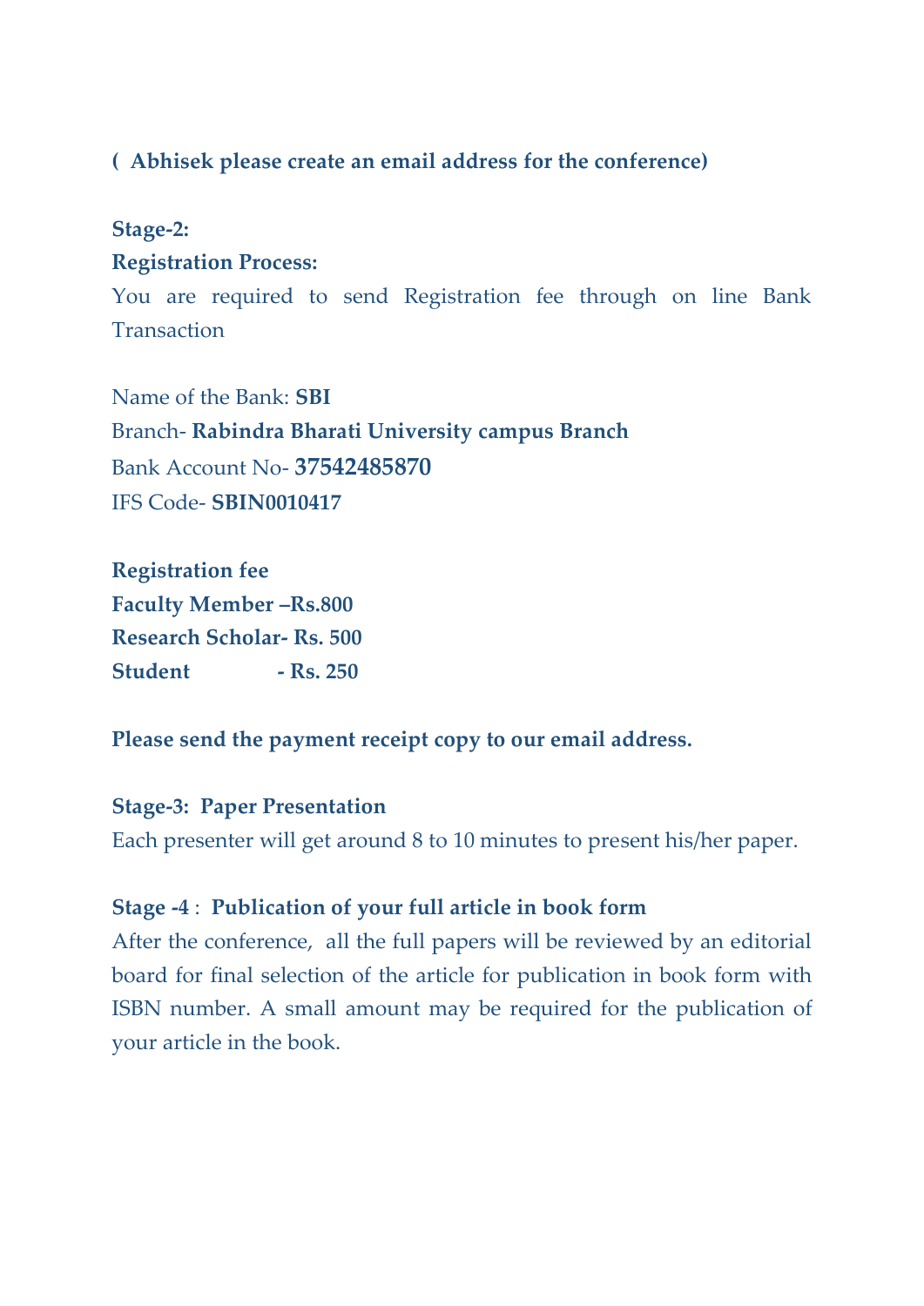**( Abhisek please create an email address for the conference)**

**Stage-2:**

**Registration Process:**

You are required to send Registration fee through on line Bank Transaction

Name of the Bank: **SBI**

Branch- **Rabindra Bharati University campus Branch**

Bank Account No- **37542485870**

IFS Code- **SBIN0010417**

**Registration fee**

**Faculty Member –Rs.800**

**Research Scholar- Rs. 500**

**Student - Rs. 250**

**Please send the payment receipt copy to our email address.**

**Stage-3: Paper Presentation**

Each presenter will get around 8 to 10 minutes to present his/her paper.

**Stage -4** : **Publication of your full article in book form**

After the conference, all the full papers will be reviewed by an editorial board for final selection of the article for publication in book form with ISBN number. A small amount may be required for the publication of your article in the book.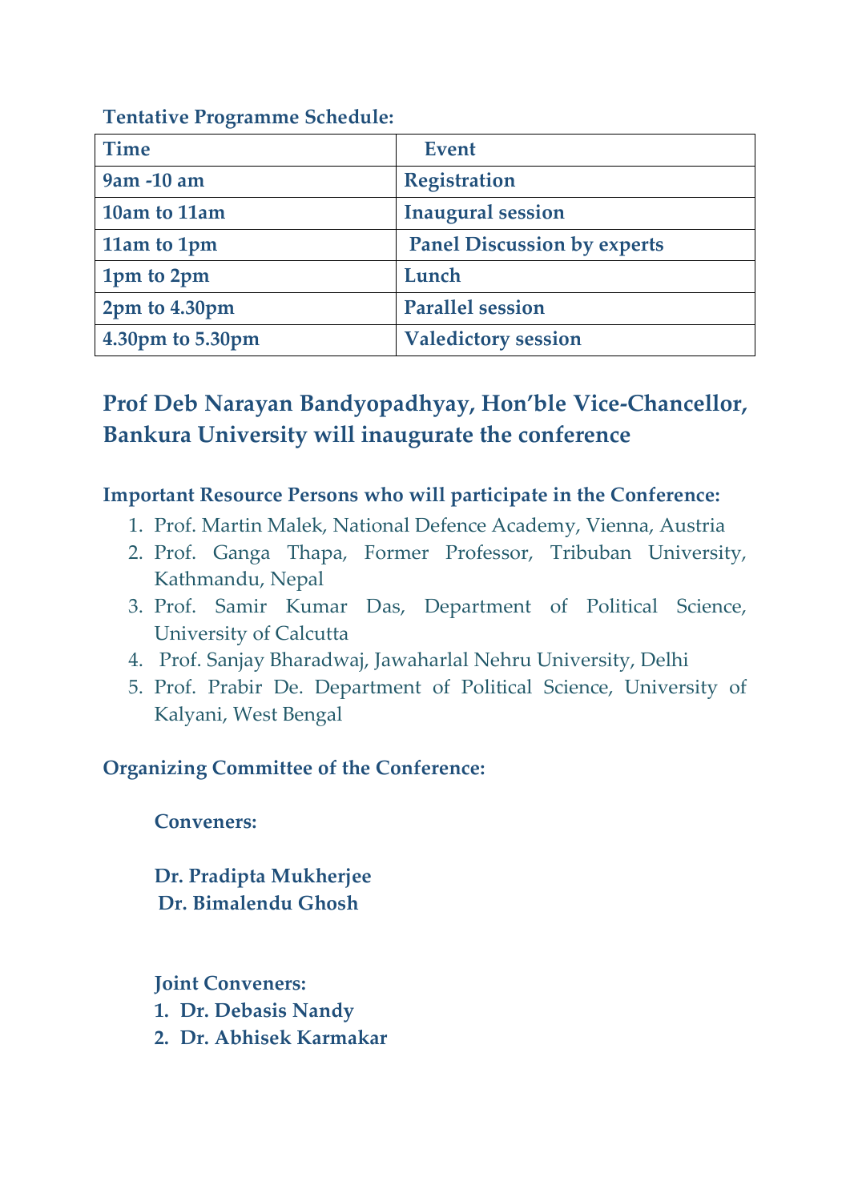**Tentative Programme Schedule:**

| Time | Event |
|---|---|
| 9am -10 am | Registration |
| 10am to 11am | Inaugural session |
| 11am to 1pm | Panel Discussion by experts |
| 1pm to 2pm | Lunch |
| 2pm to 4.30pm | Parallel session |
| 4.30pm to 5.30pm | Valedictory session |

## Prof Deb Narayan Bandyopadhyay, Hon'ble Vice-Chancellor, Bankura University will inaugurate the conference

**Important Resource Persons who will participate in the Conference:**

1. Prof. Martin Malek, National Defence Academy, Vienna, Austria
2. Prof. Ganga Thapa, Former Professor, Tribuban University, Kathmandu, Nepal
3. Prof. Samir Kumar Das, Department of Political Science, University of Calcutta
4. Prof. Sanjay Bharadwaj, Jawaharlal Nehru University, Delhi
5. Prof. Prabir De. Department of Political Science, University of Kalyani, West Bengal

**Organizing Committee of the Conference:**

**Conveners:**

**Dr. Pradipta Mukherjee**
**Dr. Bimalendu Ghosh**

**Joint Conveners:**

1. **Dr. Debasis Nandy**
2. **Dr. Abhisek Karmakar**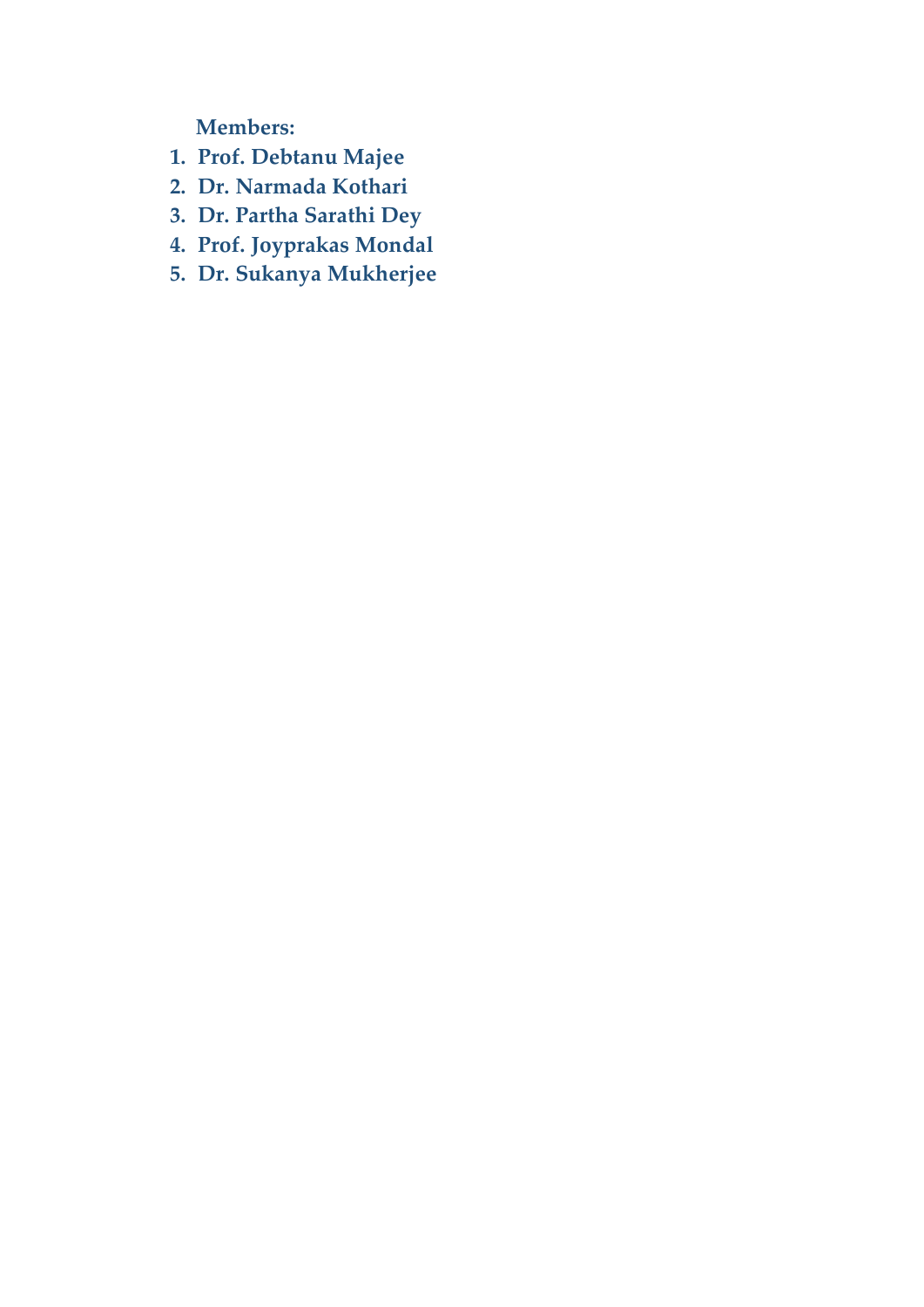**Members:**

1. **Prof. Debtanu Majee**
2. **Dr. Narmada Kothari**
3. **Dr. Partha Sarathi Dey**
4. **Prof. Joyprakas Mondal**
5. **Dr. Sukanya Mukherjee**